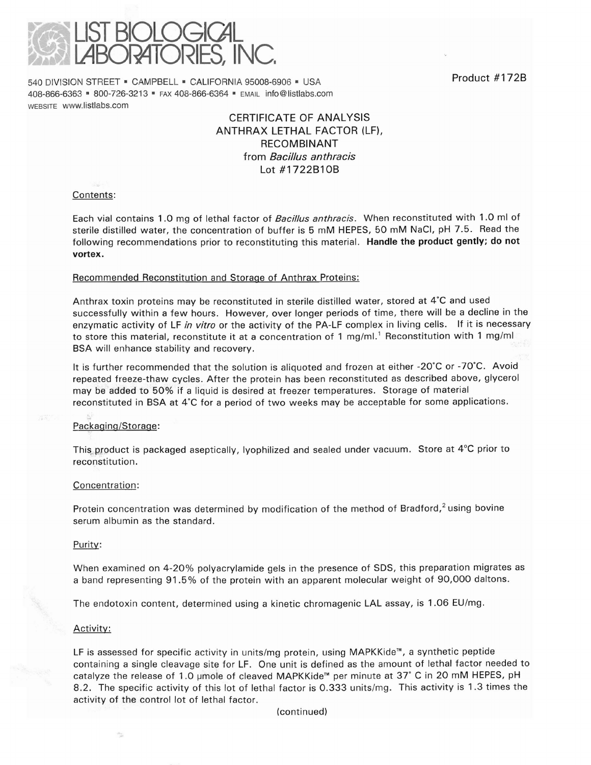# LIST BIOLOGICAL LABORATORIES, INC.

540 DIVISION STREET • CAMPBELL • CALIFORNIA 95008-6906 • USA
408-866-6363 • 800-726-3213 • FAX 408-866-6364 • EMAIL info@listlabs.com
WEBSITE www.listlabs.com

Product #172B

## CERTIFICATE OF ANALYSIS
## ANTHRAX LETHAL FACTOR (LF), RECOMBINANT
## from *Bacillus anthracis*
## Lot #1722B10B

### Contents:

Each vial contains 1.0 mg of lethal factor of *Bacillus anthracis*. When reconstituted with 1.0 ml of sterile distilled water, the concentration of buffer is 5 mM HEPES, 50 mM NaCl, pH 7.5. Read the following recommendations prior to reconstituting this material. **Handle the product gently; do not vortex.**

### Recommended Reconstitution and Storage of Anthrax Proteins:

Anthrax toxin proteins may be reconstituted in sterile distilled water, stored at 4°C and used successfully within a few hours. However, over longer periods of time, there will be a decline in the enzymatic activity of LF *in vitro* or the activity of the PA-LF complex in living cells. If it is necessary to store this material, reconstitute it at a concentration of 1 mg/ml.[1] Reconstitution with 1 mg/ml BSA will enhance stability and recovery.

It is further recommended that the solution is aliquoted and frozen at either -20°C or -70°C. Avoid repeated freeze-thaw cycles. After the protein has been reconstituted as described above, glycerol may be added to 50% if a liquid is desired at freezer temperatures. Storage of material reconstituted in BSA at 4°C for a period of two weeks may be acceptable for some applications.

### Packaging/Storage:

This product is packaged aseptically, lyophilized and sealed under vacuum. Store at 4°C prior to reconstitution.

### Concentration:

Protein concentration was determined by modification of the method of Bradford,[2] using bovine serum albumin as the standard.

### Purity:

When examined on 4-20% polyacrylamide gels in the presence of SDS, this preparation migrates as a band representing 91.5% of the protein with an apparent molecular weight of 90,000 daltons.

The endotoxin content, determined using a kinetic chromagenic LAL assay, is 1.06 EU/mg.

### Activity:

LF is assessed for specific activity in units/mg protein, using MAPKKide™, a synthetic peptide containing a single cleavage site for LF. One unit is defined as the amount of lethal factor needed to catalyze the release of 1.0 µmole of cleaved MAPKKide™ per minute at 37° C in 20 mM HEPES, pH 8.2. The specific activity of this lot of lethal factor is 0.333 units/mg. This activity is 1.3 times the activity of the control lot of lethal factor.

(continued)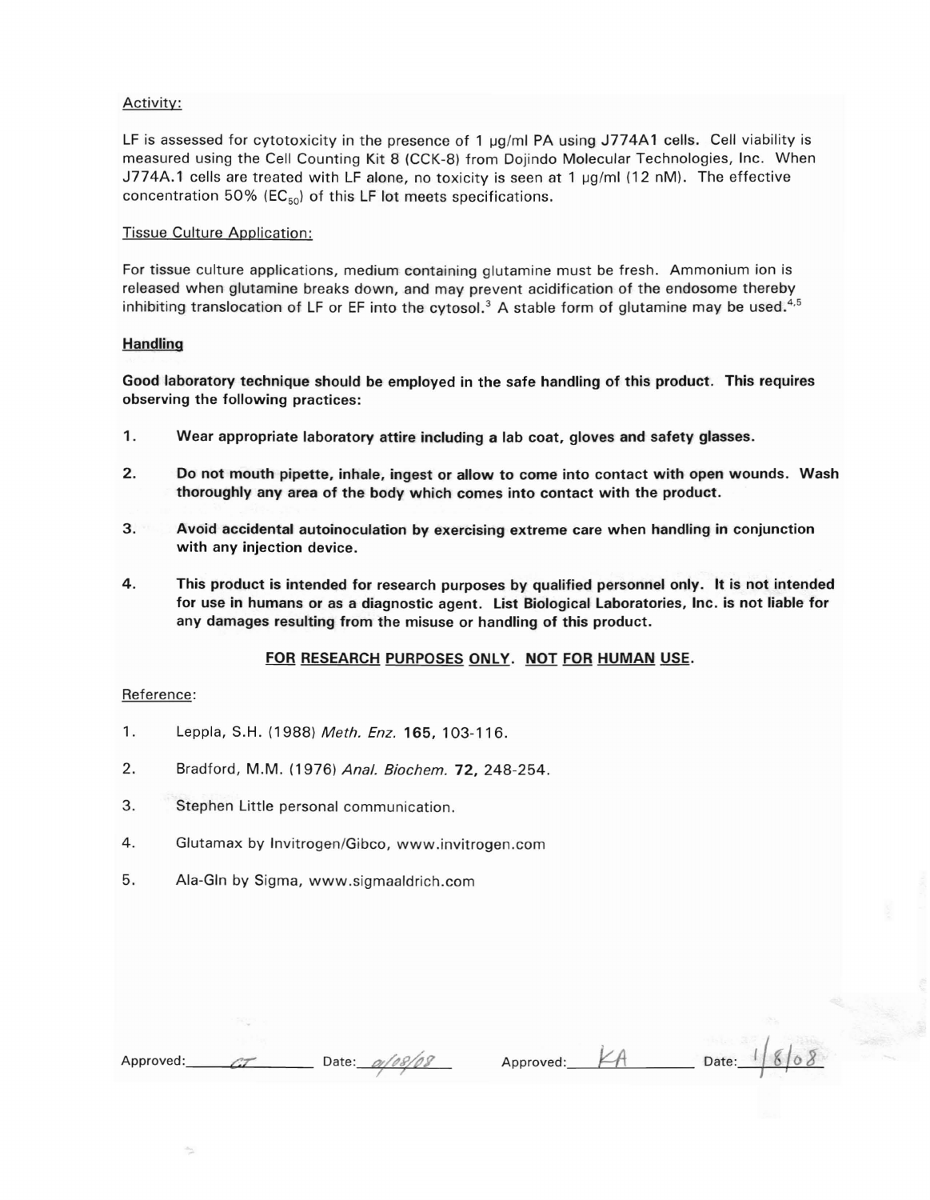Activity:

LF is assessed for cytotoxicity in the presence of 1 µg/ml PA using J774A1 cells. Cell viability is measured using the Cell Counting Kit 8 (CCK-8) from Dojindo Molecular Technologies, Inc. When J774A.1 cells are treated with LF alone, no toxicity is seen at 1 µg/ml (12 nM). The effective concentration 50% ($EC_{50}$) of this LF lot meets specifications.

Tissue Culture Application:

For tissue culture applications, medium containing glutamine must be fresh. Ammonium ion is released when glutamine breaks down, and may prevent acidification of the endosome thereby inhibiting translocation of LF or EF into the cytosol.[3] A stable form of glutamine may be used.[4,5]

**Handling**

**Good laboratory technique should be employed in the safe handling of this product. This requires observing the following practices:**

1. **Wear appropriate laboratory attire including a lab coat, gloves and safety glasses.**
2. **Do not mouth pipette, inhale, ingest or allow to come into contact with open wounds. Wash thoroughly any area of the body which comes into contact with the product.**
3. **Avoid accidental autoinoculation by exercising extreme care when handling in conjunction with any injection device.**
4. **This product is intended for research purposes by qualified personnel only. It is not intended for use in humans or as a diagnostic agent. List Biological Laboratories, Inc. is not liable for any damages resulting from the misuse or handling of this product.**

**FOR RESEARCH PURPOSES ONLY. NOT FOR HUMAN USE.**

Reference:

1. Leppla, S.H. (1988) *Meth. Enz.* **165,** 103-116.
2. Bradford, M.M. (1976) *Anal. Biochem.* **72,** 248-254.
3. Stephen Little personal communication.
4. Glutamax by Invitrogen/Gibco, www.invitrogen.com
5. Ala-Gln by Sigma, www.sigmaaldrich.com

Approved: CT Date: 01/08/08 Approved: KA Date: 1/8/08